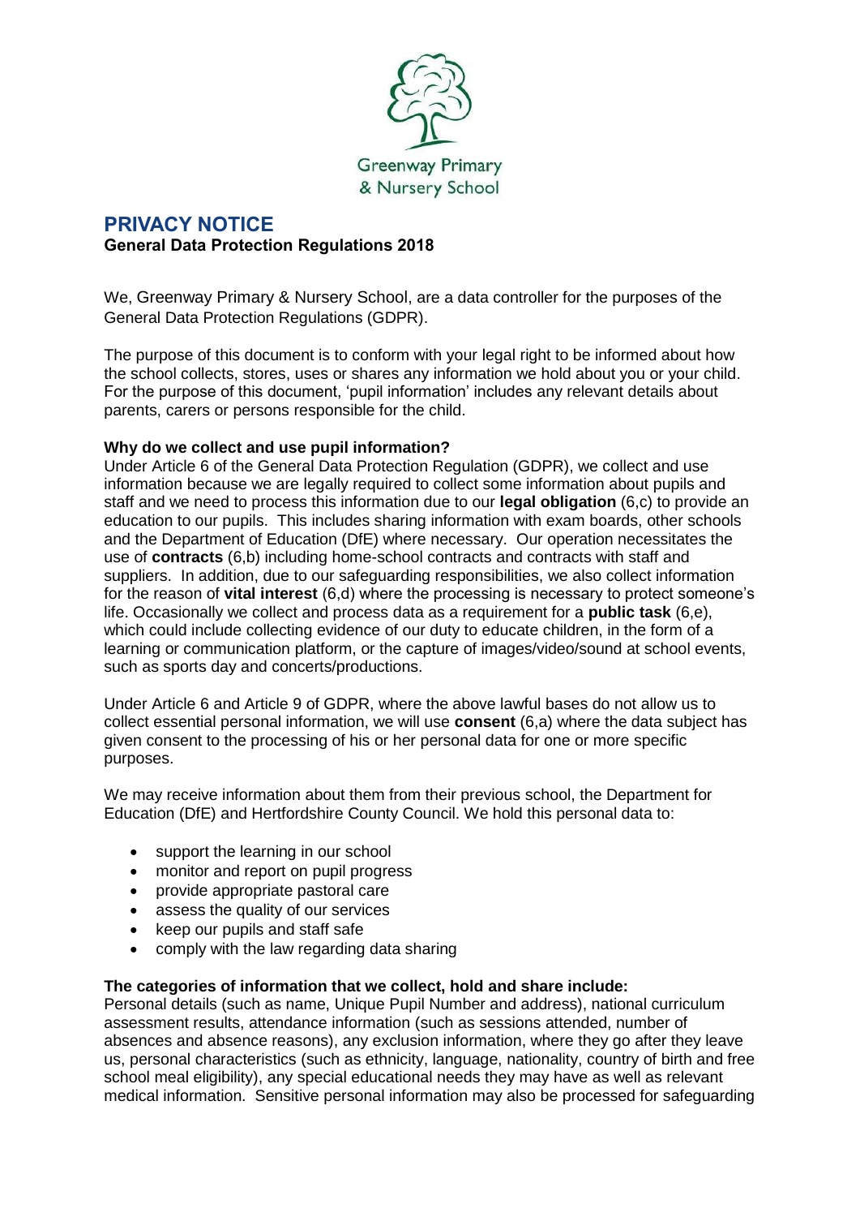Greenway Primary & Nursery School

# PRIVACY NOTICE

**General Data Protection Regulations 2018**

We, Greenway Primary & Nursery School, are a data controller for the purposes of the General Data Protection Regulations (GDPR).

The purpose of this document is to conform with your legal right to be informed about how the school collects, stores, uses or shares any information we hold about you or your child. For the purpose of this document, 'pupil information' includes any relevant details about parents, carers or persons responsible for the child.

**Why do we collect and use pupil information?**

Under Article 6 of the General Data Protection Regulation (GDPR), we collect and use information because we are legally required to collect some information about pupils and staff and we need to process this information due to our **legal obligation** (6,c) to provide an education to our pupils. This includes sharing information with exam boards, other schools and the Department of Education (DfE) where necessary. Our operation necessitates the use of **contracts** (6,b) including home-school contracts and contracts with staff and suppliers. In addition, due to our safeguarding responsibilities, we also collect information for the reason of **vital interest** (6,d) where the processing is necessary to protect someone's life. Occasionally we collect and process data as a requirement for a **public task** (6,e), which could include collecting evidence of our duty to educate children, in the form of a learning or communication platform, or the capture of images/video/sound at school events, such as sports day and concerts/productions.

Under Article 6 and Article 9 of GDPR, where the above lawful bases do not allow us to collect essential personal information, we will use **consent** (6,a) where the data subject has given consent to the processing of his or her personal data for one or more specific purposes.

We may receive information about them from their previous school, the Department for Education (DfE) and Hertfordshire County Council. We hold this personal data to:

- support the learning in our school
- monitor and report on pupil progress
- provide appropriate pastoral care
- assess the quality of our services
- keep our pupils and staff safe
- comply with the law regarding data sharing

**The categories of information that we collect, hold and share include:**

Personal details (such as name, Unique Pupil Number and address), national curriculum assessment results, attendance information (such as sessions attended, number of absences and absence reasons), any exclusion information, where they go after they leave us, personal characteristics (such as ethnicity, language, nationality, country of birth and free school meal eligibility), any special educational needs they may have as well as relevant medical information. Sensitive personal information may also be processed for safeguarding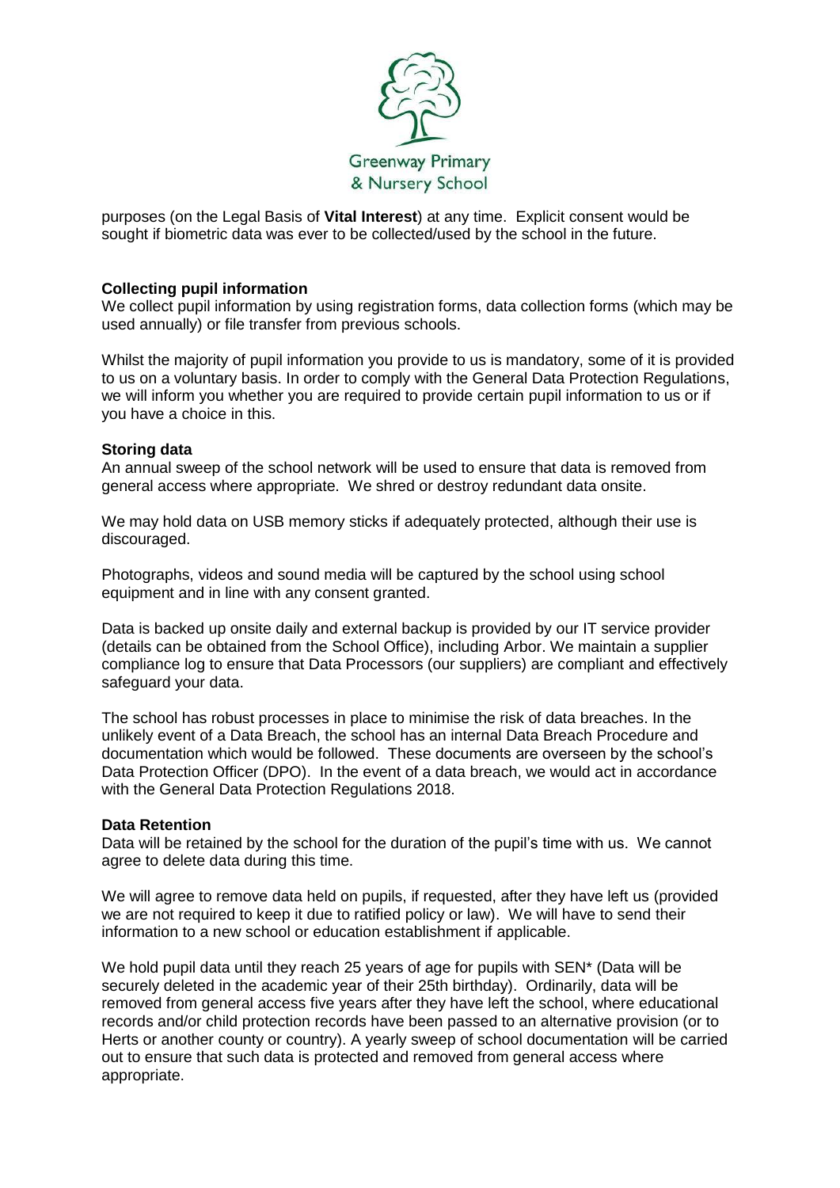purposes (on the Legal Basis of **Vital Interest**) at any time. Explicit consent would be sought if biometric data was ever to be collected/used by the school in the future.

**Collecting pupil information**

We collect pupil information by using registration forms, data collection forms (which may be used annually) or file transfer from previous schools.

Whilst the majority of pupil information you provide to us is mandatory, some of it is provided to us on a voluntary basis. In order to comply with the General Data Protection Regulations, we will inform you whether you are required to provide certain pupil information to us or if you have a choice in this.

**Storing data**

An annual sweep of the school network will be used to ensure that data is removed from general access where appropriate. We shred or destroy redundant data onsite.

We may hold data on USB memory sticks if adequately protected, although their use is discouraged.

Photographs, videos and sound media will be captured by the school using school equipment and in line with any consent granted.

Data is backed up onsite daily and external backup is provided by our IT service provider (details can be obtained from the School Office), including Arbor. We maintain a supplier compliance log to ensure that Data Processors (our suppliers) are compliant and effectively safeguard your data.

The school has robust processes in place to minimise the risk of data breaches. In the unlikely event of a Data Breach, the school has an internal Data Breach Procedure and documentation which would be followed. These documents are overseen by the school's Data Protection Officer (DPO). In the event of a data breach, we would act in accordance with the General Data Protection Regulations 2018.

**Data Retention**

Data will be retained by the school for the duration of the pupil's time with us. We cannot agree to delete data during this time.

We will agree to remove data held on pupils, if requested, after they have left us (provided we are not required to keep it due to ratified policy or law). We will have to send their information to a new school or education establishment if applicable.

We hold pupil data until they reach 25 years of age for pupils with SEN* (Data will be securely deleted in the academic year of their 25th birthday). Ordinarily, data will be removed from general access five years after they have left the school, where educational records and/or child protection records have been passed to an alternative provision (or to Herts or another county or country). A yearly sweep of school documentation will be carried out to ensure that such data is protected and removed from general access where appropriate.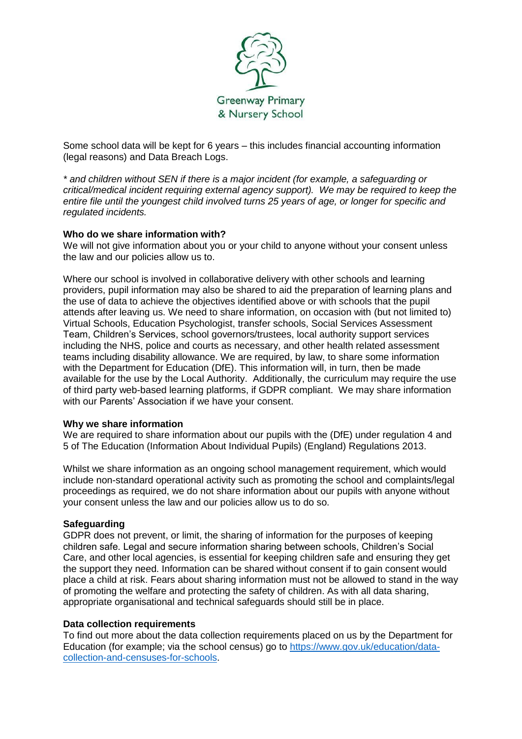Some school data will be kept for 6 years – this includes financial accounting information (legal reasons) and Data Breach Logs.

*\* and children without SEN if there is a major incident (for example, a safeguarding or critical/medical incident requiring external agency support). We may be required to keep the entire file until the youngest child involved turns 25 years of age, or longer for specific and regulated incidents.*

**Who do we share information with?**

We will not give information about you or your child to anyone without your consent unless the law and our policies allow us to.

Where our school is involved in collaborative delivery with other schools and learning providers, pupil information may also be shared to aid the preparation of learning plans and the use of data to achieve the objectives identified above or with schools that the pupil attends after leaving us. We need to share information, on occasion with (but not limited to) Virtual Schools, Education Psychologist, transfer schools, Social Services Assessment Team, Children's Services, school governors/trustees, local authority support services including the NHS, police and courts as necessary, and other health related assessment teams including disability allowance. We are required, by law, to share some information with the Department for Education (DfE). This information will, in turn, then be made available for the use by the Local Authority. Additionally, the curriculum may require the use of third party web-based learning platforms, if GDPR compliant. We may share information with our Parents' Association if we have your consent.

**Why we share information**

We are required to share information about our pupils with the (DfE) under regulation 4 and 5 of The Education (Information About Individual Pupils) (England) Regulations 2013.

Whilst we share information as an ongoing school management requirement, which would include non-standard operational activity such as promoting the school and complaints/legal proceedings as required, we do not share information about our pupils with anyone without your consent unless the law and our policies allow us to do so.

**Safeguarding**

GDPR does not prevent, or limit, the sharing of information for the purposes of keeping children safe. Legal and secure information sharing between schools, Children's Social Care, and other local agencies, is essential for keeping children safe and ensuring they get the support they need. Information can be shared without consent if to gain consent would place a child at risk. Fears about sharing information must not be allowed to stand in the way of promoting the welfare and protecting the safety of children. As with all data sharing, appropriate organisational and technical safeguards should still be in place.

**Data collection requirements**

To find out more about the data collection requirements placed on us by the Department for Education (for example; via the school census) go to [https://www.gov.uk/education/data-collection-and-censuses-for-schools](https://www.gov.uk/education/data-collection-and-censuses-for-schools).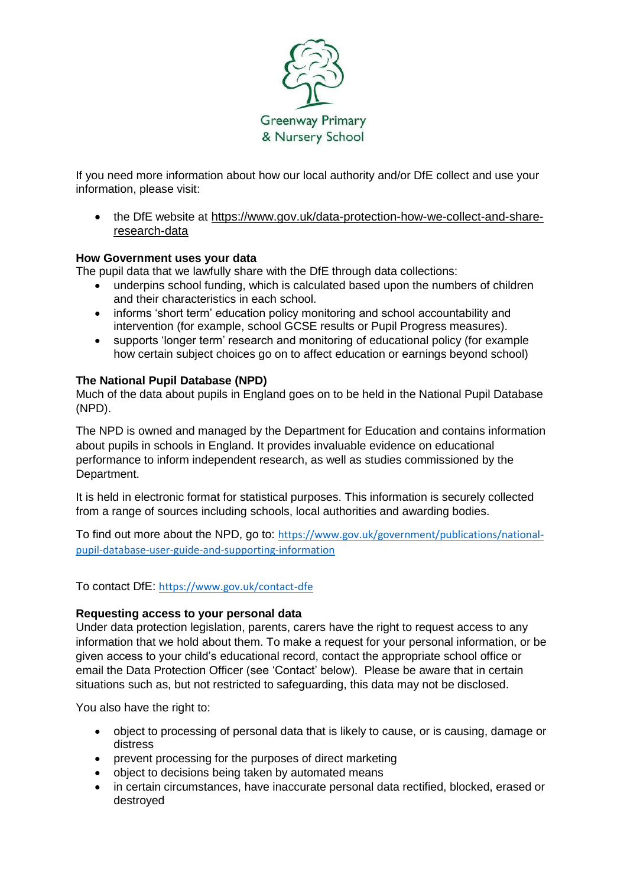Greenway Primary & Nursery School

If you need more information about how our local authority and/or DfE collect and use your information, please visit:

- the DfE website at https://www.gov.uk/data-protection-how-we-collect-and-share-research-data

**How Government uses your data**

The pupil data that we lawfully share with the DfE through data collections:

- underpins school funding, which is calculated based upon the numbers of children and their characteristics in each school.
- informs 'short term' education policy monitoring and school accountability and intervention (for example, school GCSE results or Pupil Progress measures).
- supports 'longer term' research and monitoring of educational policy (for example how certain subject choices go on to affect education or earnings beyond school)

**The National Pupil Database (NPD)**

Much of the data about pupils in England goes on to be held in the National Pupil Database (NPD).

The NPD is owned and managed by the Department for Education and contains information about pupils in schools in England. It provides invaluable evidence on educational performance to inform independent research, as well as studies commissioned by the Department.

It is held in electronic format for statistical purposes. This information is securely collected from a range of sources including schools, local authorities and awarding bodies.

To find out more about the NPD, go to: https://www.gov.uk/government/publications/national-pupil-database-user-guide-and-supporting-information

To contact DfE: https://www.gov.uk/contact-dfe

**Requesting access to your personal data**

Under data protection legislation, parents, carers have the right to request access to any information that we hold about them. To make a request for your personal information, or be given access to your child's educational record, contact the appropriate school office or email the Data Protection Officer (see 'Contact' below). Please be aware that in certain situations such as, but not restricted to safeguarding, this data may not be disclosed.

You also have the right to:

- object to processing of personal data that is likely to cause, or is causing, damage or distress
- prevent processing for the purposes of direct marketing
- object to decisions being taken by automated means
- in certain circumstances, have inaccurate personal data rectified, blocked, erased or destroyed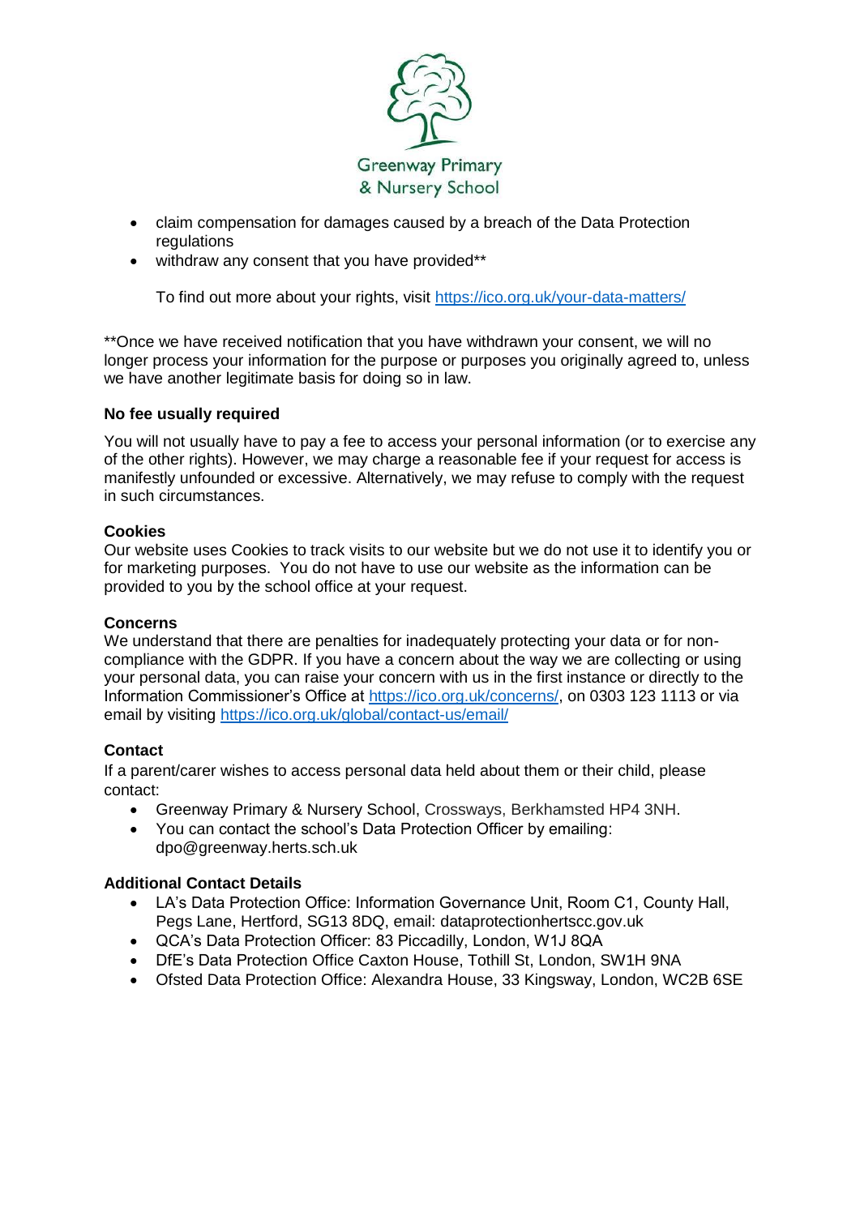- claim compensation for damages caused by a breach of the Data Protection regulations
- withdraw any consent that you have provided**

  To find out more about your rights, visit https://ico.org.uk/your-data-matters/

**Once we have received notification that you have withdrawn your consent, we will no longer process your information for the purpose or purposes you originally agreed to, unless we have another legitimate basis for doing so in law.

**No fee usually required**

You will not usually have to pay a fee to access your personal information (or to exercise any of the other rights). However, we may charge a reasonable fee if your request for access is manifestly unfounded or excessive. Alternatively, we may refuse to comply with the request in such circumstances.

**Cookies**

Our website uses Cookies to track visits to our website but we do not use it to identify you or for marketing purposes. You do not have to use our website as the information can be provided to you by the school office at your request.

**Concerns**

We understand that there are penalties for inadequately protecting your data or for non-compliance with the GDPR. If you have a concern about the way we are collecting or using your personal data, you can raise your concern with us in the first instance or directly to the Information Commissioner's Office at https://ico.org.uk/concerns/, on 0303 123 1113 or via email by visiting https://ico.org.uk/global/contact-us/email/

**Contact**

If a parent/carer wishes to access personal data held about them or their child, please contact:

- Greenway Primary & Nursery School, Crossways, Berkhamsted HP4 3NH.
- You can contact the school's Data Protection Officer by emailing: dpo@greenway.herts.sch.uk

**Additional Contact Details**

- LA's Data Protection Office: Information Governance Unit, Room C1, County Hall, Pegs Lane, Hertford, SG13 8DQ, email: dataprotectionhertscc.gov.uk
- QCA's Data Protection Officer: 83 Piccadilly, London, W1J 8QA
- DfE's Data Protection Office Caxton House, Tothill St, London, SW1H 9NA
- Ofsted Data Protection Office: Alexandra House, 33 Kingsway, London, WC2B 6SE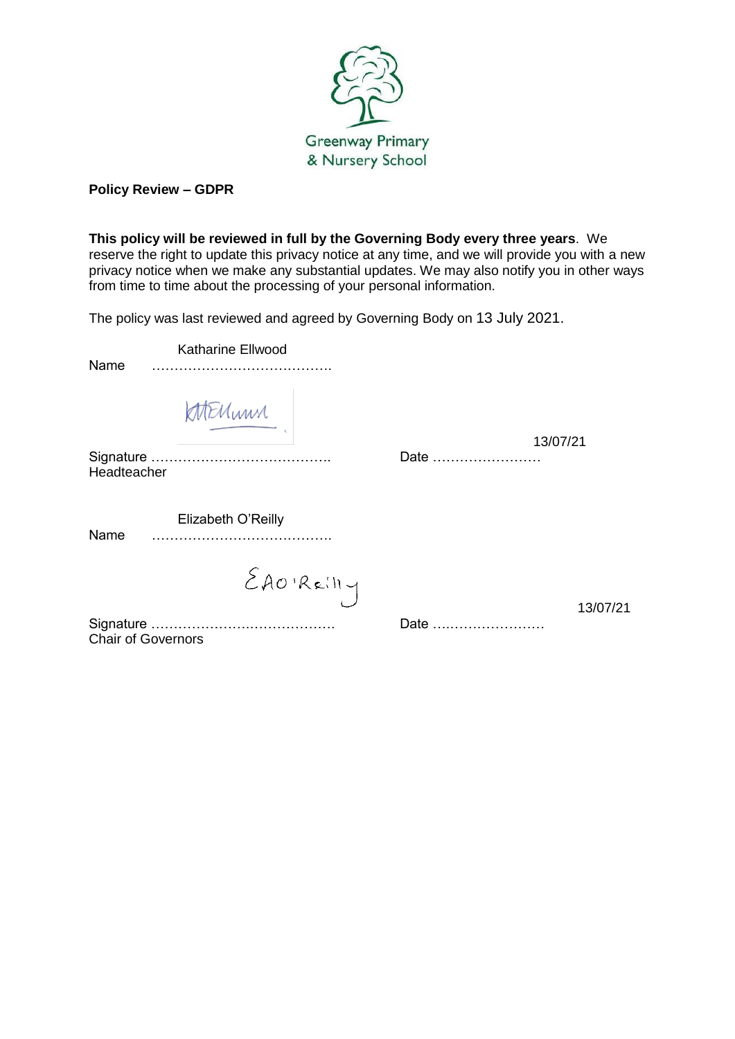Greenway Primary
& Nursery School

**Policy Review – GDPR**

**This policy will be reviewed in full by the Governing Body every three years**. We reserve the right to update this privacy notice at any time, and we will provide you with a new privacy notice when we make any substantial updates. We may also notify you in other ways from time to time about the processing of your personal information.

The policy was last reviewed and agreed by Governing Body on 13 July 2021.

Name Katharine Ellwood

Signature ………………………………….
Headteacher

Date 13/07/21

Name Elizabeth O'Reilly

Signature ………………………………….
Chair of Governors

Date 13/07/21